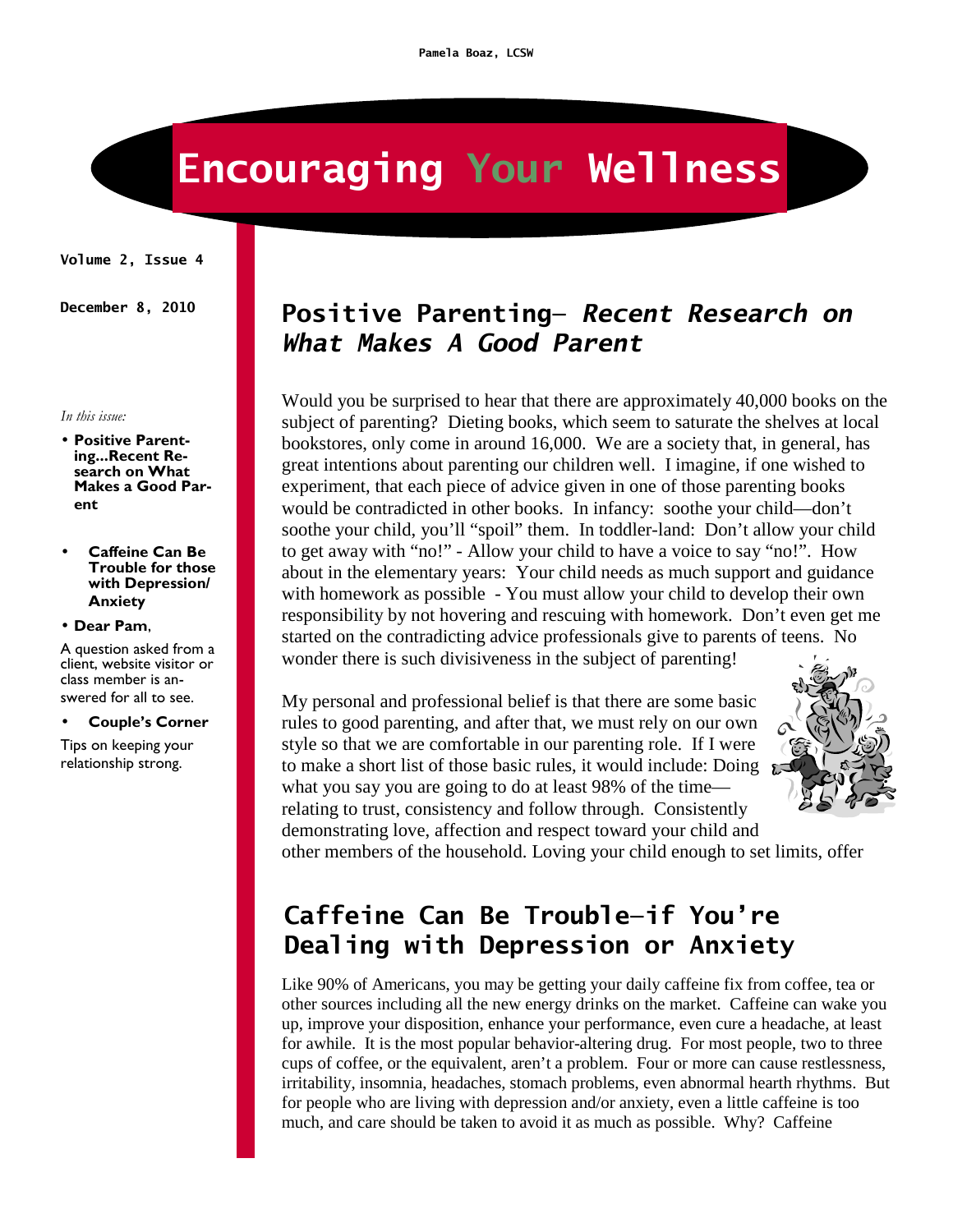Pamela Boaz, LCSW

# Encouraging Your Wellness

Volume 2, Issue 4

December 8, 2010

*In this issue:*

- **Positive Parenting...Recent Research on What Makes a Good Parent**
- **Caffeine Can Be Trouble for those with Depression/ Anxiety**
- **Dear Pam**,

A question asked from a client, website visitor or class member is answered for all to see.

- **Couple's Corner**

Tips on keeping your relationship strong.

## Positive Parenting– *Recent Research on What Makes A Good Parent*

Would you be surprised to hear that there are approximately 40,000 books on the subject of parenting? Dieting books, which seem to saturate the shelves at local bookstores, only come in around 16,000. We are a society that, in general, has great intentions about parenting our children well. I imagine, if one wished to experiment, that each piece of advice given in one of those parenting books would be contradicted in other books. In infancy: soothe your child—don't soothe your child, you'll "spoil" them. In toddler-land: Don't allow your child to get away with "no!" - Allow your child to have a voice to say "no!". How about in the elementary years: Your child needs as much support and guidance with homework as possible - You must allow your child to develop their own responsibility by not hovering and rescuing with homework. Don't even get me started on the contradicting advice professionals give to parents of teens. No wonder there is such divisiveness in the subject of parenting!

My personal and professional belief is that there are some basic rules to good parenting, and after that, we must rely on our own style so that we are comfortable in our parenting role. If I were to make a short list of those basic rules, it would include: Doing what you say you are going to do at least 98% of the time—relating to trust, consistency and follow through. Consistently demonstrating love, affection and respect toward your child and other members of the household. Loving your child enough to set limits, offer

## Caffeine Can Be Trouble—if You're Dealing with Depression or Anxiety

Like 90% of Americans, you may be getting your daily caffeine fix from coffee, tea or other sources including all the new energy drinks on the market. Caffeine can wake you up, improve your disposition, enhance your performance, even cure a headache, at least for awhile. It is the most popular behavior-altering drug. For most people, two to three cups of coffee, or the equivalent, aren't a problem. Four or more can cause restlessness, irritability, insomnia, headaches, stomach problems, even abnormal hearth rhythms. But for people who are living with depression and/or anxiety, even a little caffeine is too much, and care should be taken to avoid it as much as possible. Why? Caffeine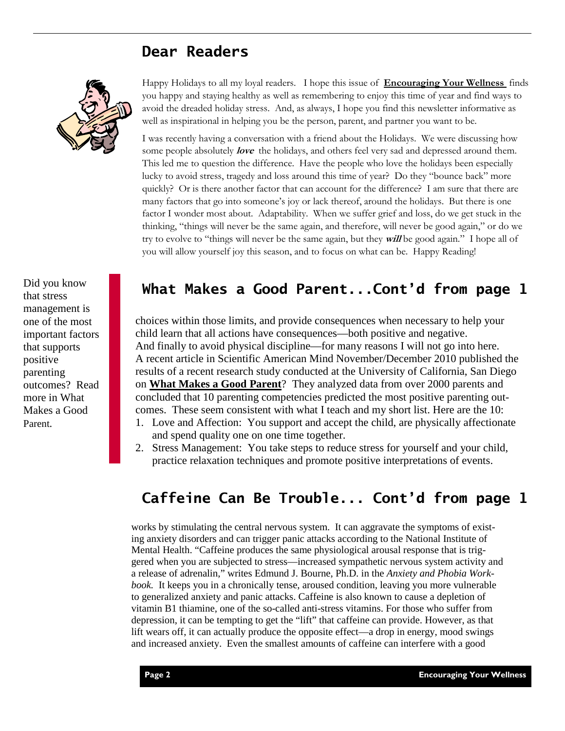## Dear Readers

Happy Holidays to all my loyal readers. I hope this issue of **Encouraging Your Wellness** finds you happy and staying healthy as well as remembering to enjoy this time of year and find ways to avoid the dreaded holiday stress. And, as always, I hope you find this newsletter informative as well as inspirational in helping you be the person, parent, and partner you want to be.

I was recently having a conversation with a friend about the Holidays. We were discussing how some people absolutely ***love*** the holidays, and others feel very sad and depressed around them. This led me to question the difference. Have the people who love the holidays been especially lucky to avoid stress, tragedy and loss around this time of year? Do they "bounce back" more quickly? Or is there another factor that can account for the difference? I am sure that there are many factors that go into someone's joy or lack thereof, around the holidays. But there is one factor I wonder most about. Adaptability. When we suffer grief and loss, do we get stuck in the thinking, "things will never be the same again, and therefore, will never be good again," or do we try to evolve to "things will never be the same again, but they ***will*** be good again." I hope all of you will allow yourself joy this season, and to focus on what can be. Happy Reading!

Did you know that stress management is one of the most important factors that supports positive parenting outcomes? Read more in What Makes a Good Parent.

## What Makes a Good Parent...Cont'd from page 1

choices within those limits, and provide consequences when necessary to help your child learn that all actions have consequences—both positive and negative. And finally to avoid physical discipline—for many reasons I will not go into here. A recent article in Scientific American Mind November/December 2010 published the results of a recent research study conducted at the University of California, San Diego on **What Makes a Good Parent**? They analyzed data from over 2000 parents and concluded that 10 parenting competencies predicted the most positive parenting outcomes. These seem consistent with what I teach and my short list. Here are the 10:

1. Love and Affection: You support and accept the child, are physically affectionate and spend quality one on one time together.
2. Stress Management: You take steps to reduce stress for yourself and your child, practice relaxation techniques and promote positive interpretations of events.

## Caffeine Can Be Trouble... Cont'd from page 1

works by stimulating the central nervous system. It can aggravate the symptoms of existing anxiety disorders and can trigger panic attacks according to the National Institute of Mental Health. "Caffeine produces the same physiological arousal response that is triggered when you are subjected to stress—increased sympathetic nervous system activity and a release of adrenalin," writes Edmund J. Bourne, Ph.D. in the *Anxiety and Phobia Workbook.* It keeps you in a chronically tense, aroused condition, leaving you more vulnerable to generalized anxiety and panic attacks. Caffeine is also known to cause a depletion of vitamin B1 thiamine, one of the so-called anti-stress vitamins. For those who suffer from depression, it can be tempting to get the "lift" that caffeine can provide. However, as that lift wears off, it can actually produce the opposite effect—a drop in energy, mood swings and increased anxiety. Even the smallest amounts of caffeine can interfere with a good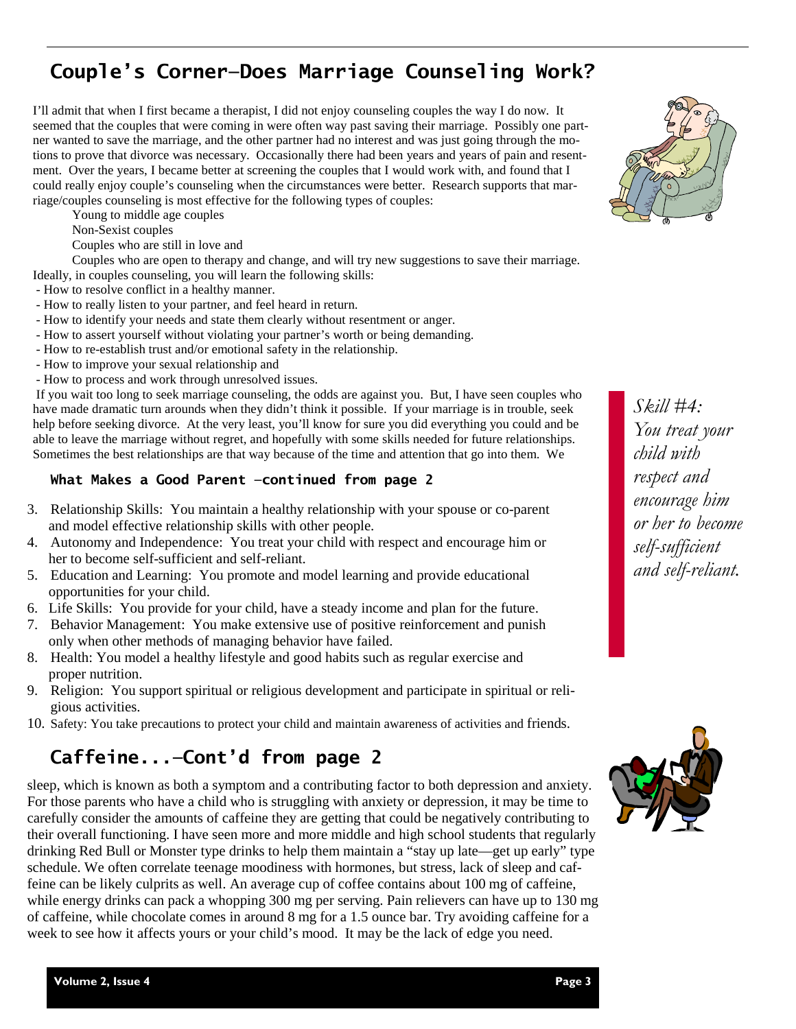## Couple's Corner—Does Marriage Counseling Work?

I'll admit that when I first became a therapist, I did not enjoy counseling couples the way I do now. It seemed that the couples that were coming in were often way past saving their marriage. Possibly one partner wanted to save the marriage, and the other partner had no interest and was just going through the motions to prove that divorce was necessary. Occasionally there had been years and years of pain and resentment. Over the years, I became better at screening the couples that I would work with, and found that I could really enjoy couple's counseling when the circumstances were better. Research supports that marriage/couples counseling is most effective for the following types of couples:

Young to middle age couples

Non-Sexist couples

Couples who are still in love and

Couples who are open to therapy and change, and will try new suggestions to save their marriage.

Ideally, in couples counseling, you will learn the following skills:

- How to resolve conflict in a healthy manner.
- How to really listen to your partner, and feel heard in return.
- How to identify your needs and state them clearly without resentment or anger.
- How to assert yourself without violating your partner's worth or being demanding.
- How to re-establish trust and/or emotional safety in the relationship.
- How to improve your sexual relationship and
- How to process and work through unresolved issues.

If you wait too long to seek marriage counseling, the odds are against you. But, I have seen couples who have made dramatic turn arounds when they didn't think it possible. If your marriage is in trouble, seek help before seeking divorce. At the very least, you'll know for sure you did everything you could and be able to leave the marriage without regret, and hopefully with some skills needed for future relationships. Sometimes the best relationships are that way because of the time and attention that go into them. We

### What Makes a Good Parent –continued from page 2

3. Relationship Skills: You maintain a healthy relationship with your spouse or co-parent and model effective relationship skills with other people.
4. Autonomy and Independence: You treat your child with respect and encourage him or her to become self-sufficient and self-reliant.
5. Education and Learning: You promote and model learning and provide educational opportunities for your child.
6. Life Skills: You provide for your child, have a steady income and plan for the future.
7. Behavior Management: You make extensive use of positive reinforcement and punish only when other methods of managing behavior have failed.
8. Health: You model a healthy lifestyle and good habits such as regular exercise and proper nutrition.
9. Religion: You support spiritual or religious development and participate in spiritual or religious activities.
10. Safety: You take precautions to protect your child and maintain awareness of activities and friends.

*Skill #4: You treat your child with respect and encourage him or her to become self-sufficient and self-reliant.*

## Caffeine...–Cont'd from page 2

sleep, which is known as both a symptom and a contributing factor to both depression and anxiety. For those parents who have a child who is struggling with anxiety or depression, it may be time to carefully consider the amounts of caffeine they are getting that could be negatively contributing to their overall functioning. I have seen more and more middle and high school students that regularly drinking Red Bull or Monster type drinks to help them maintain a "stay up late—get up early" type schedule. We often correlate teenage moodiness with hormones, but stress, lack of sleep and caffeine can be likely culprits as well. An average cup of coffee contains about 100 mg of caffeine, while energy drinks can pack a whopping 300 mg per serving. Pain relievers can have up to 130 mg of caffeine, while chocolate comes in around 8 mg for a 1.5 ounce bar. Try avoiding caffeine for a week to see how it affects yours or your child's mood. It may be the lack of edge you need.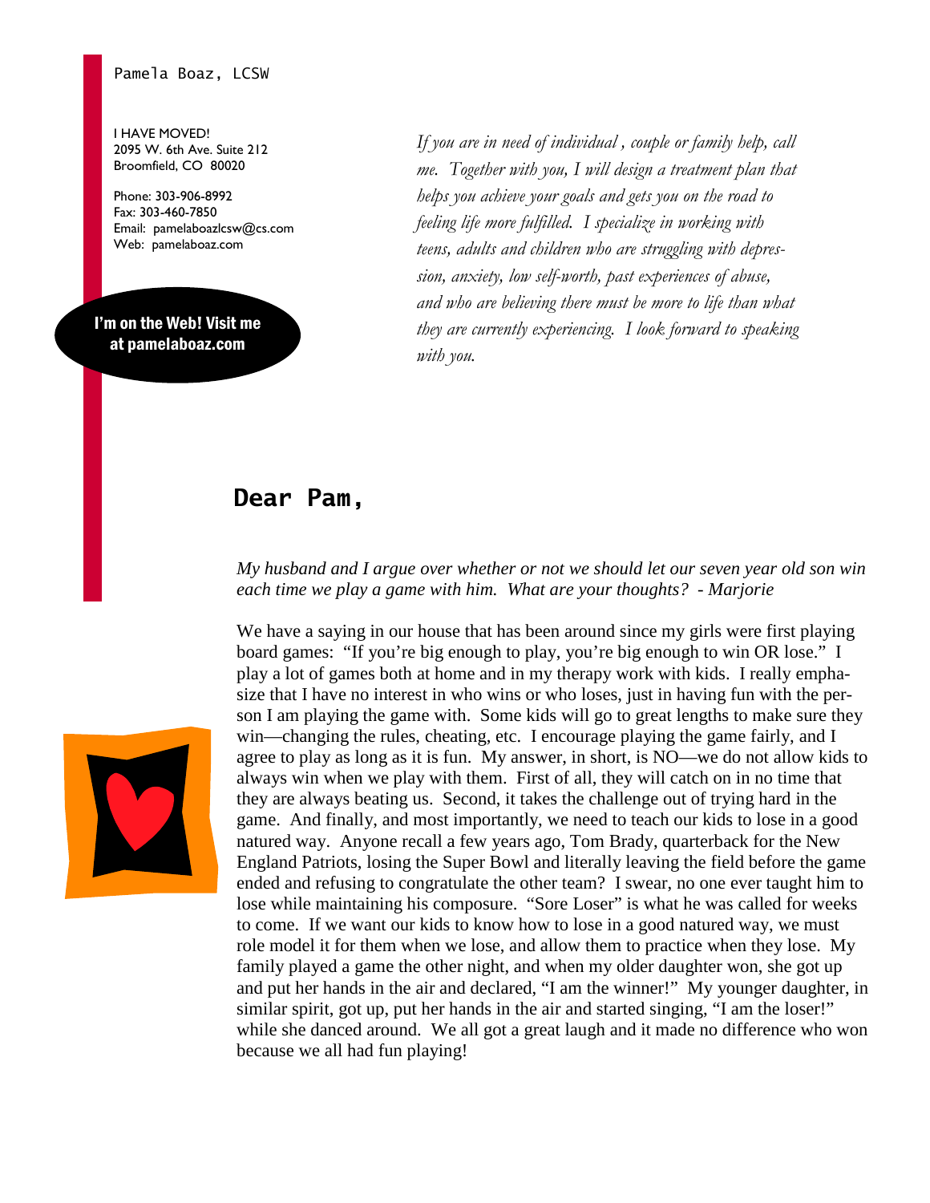Pamela Boaz, LCSW

I HAVE MOVED!
2095 W. 6th Ave. Suite 212
Broomfield, CO 80020

Phone: 303-906-8992
Fax: 303-460-7850
Email: pamelaboazlcsw@cs.com
Web: pamelaboaz.com

**I'm on the Web! Visit me at pamelaboaz.com**

*If you are in need of individual , couple or family help, call me. Together with you, I will design a treatment plan that helps you achieve your goals and gets you on the road to feeling life more fulfilled. I specialize in working with teens, adults and children who are struggling with depression, anxiety, low self-worth, past experiences of abuse, and who are believing there must be more to life than what they are currently experiencing. I look forward to speaking with you.*

## Dear Pam,

*My husband and I argue over whether or not we should let our seven year old son win each time we play a game with him. What are your thoughts? - Marjorie*

We have a saying in our house that has been around since my girls were first playing board games: "If you're big enough to play, you're big enough to win OR lose." I play a lot of games both at home and in my therapy work with kids. I really emphasize that I have no interest in who wins or who loses, just in having fun with the person I am playing the game with. Some kids will go to great lengths to make sure they win—changing the rules, cheating, etc. I encourage playing the game fairly, and I agree to play as long as it is fun. My answer, in short, is NO—we do not allow kids to always win when we play with them. First of all, they will catch on in no time that they are always beating us. Second, it takes the challenge out of trying hard in the game. And finally, and most importantly, we need to teach our kids to lose in a good natured way. Anyone recall a few years ago, Tom Brady, quarterback for the New England Patriots, losing the Super Bowl and literally leaving the field before the game ended and refusing to congratulate the other team? I swear, no one ever taught him to lose while maintaining his composure. "Sore Loser" is what he was called for weeks to come. If we want our kids to know how to lose in a good natured way, we must role model it for them when we lose, and allow them to practice when they lose. My family played a game the other night, and when my older daughter won, she got up and put her hands in the air and declared, "I am the winner!" My younger daughter, in similar spirit, got up, put her hands in the air and started singing, "I am the loser!" while she danced around. We all got a great laugh and it made no difference who won because we all had fun playing!